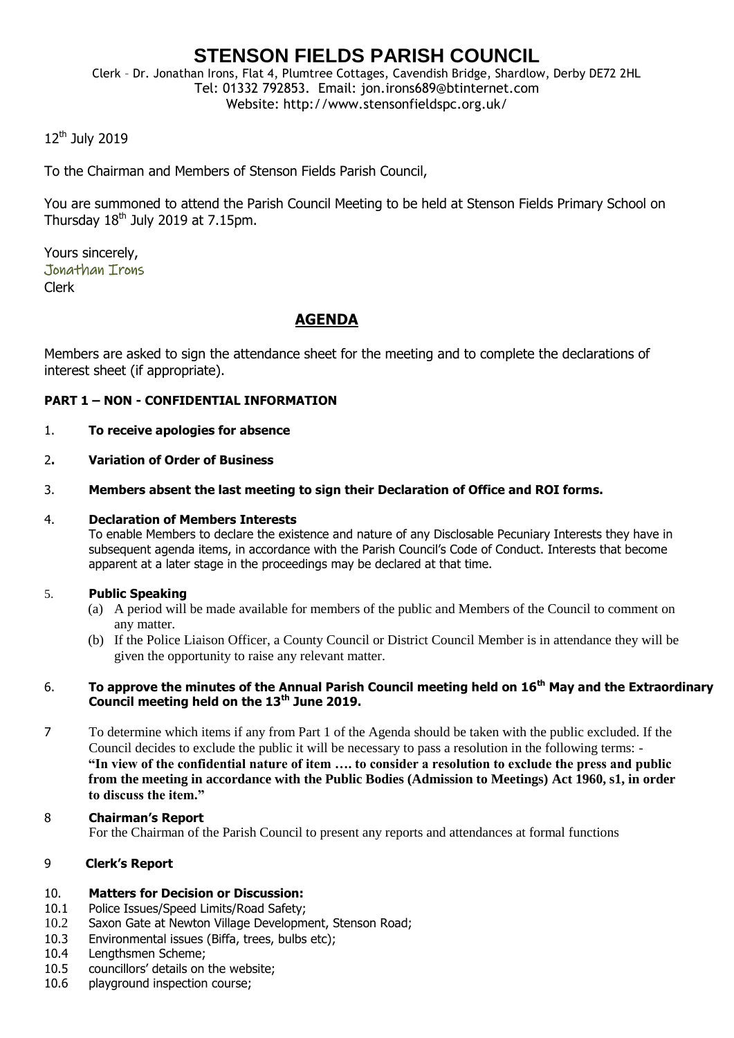# STENSON FIELDS PARISH COUNCIL

Clerk – Dr. Jonathan Irons, Flat 4, Plumtree Cottages, Cavendish Bridge, Shardlow, Derby DE72 2HL
Tel: 01332 792853. Email: jon.irons689@btinternet.com
Website: http://www.stensonfieldspc.org.uk/

12th July 2019

To the Chairman and Members of Stenson Fields Parish Council,

You are summoned to attend the Parish Council Meeting to be held at Stenson Fields Primary School on Thursday 18th July 2019 at 7.15pm.

Yours sincerely,
Jonathan Irons
Clerk

## AGENDA

Members are asked to sign the attendance sheet for the meeting and to complete the declarations of interest sheet (if appropriate).

**PART 1 – NON - CONFIDENTIAL INFORMATION**

1. **To receive apologies for absence**

2. **Variation of Order of Business**

3. **Members absent the last meeting to sign their Declaration of Office and ROI forms.**

4. **Declaration of Members Interests**
   To enable Members to declare the existence and nature of any Disclosable Pecuniary Interests they have in subsequent agenda items, in accordance with the Parish Council's Code of Conduct. Interests that become apparent at a later stage in the proceedings may be declared at that time.

5. **Public Speaking**
   (a) A period will be made available for members of the public and Members of the Council to comment on any matter.
   (b) If the Police Liaison Officer, a County Council or District Council Member is in attendance they will be given the opportunity to raise any relevant matter.

6. **To approve the minutes of the Annual Parish Council meeting held on 16th May and the Extraordinary Council meeting held on the 13th June 2019.**

7. To determine which items if any from Part 1 of the Agenda should be taken with the public excluded. If the Council decides to exclude the public it will be necessary to pass a resolution in the following terms: - **"In view of the confidential nature of item …. to consider a resolution to exclude the press and public from the meeting in accordance with the Public Bodies (Admission to Meetings) Act 1960, s1, in order to discuss the item."**

8. **Chairman's Report**
   For the Chairman of the Parish Council to present any reports and attendances at formal functions

9. **Clerk's Report**

10. **Matters for Decision or Discussion:**

10.1 Police Issues/Speed Limits/Road Safety;
10.2 Saxon Gate at Newton Village Development, Stenson Road;
10.3 Environmental issues (Biffa, trees, bulbs etc);
10.4 Lengthsmen Scheme;
10.5 councillors' details on the website;
10.6 playground inspection course;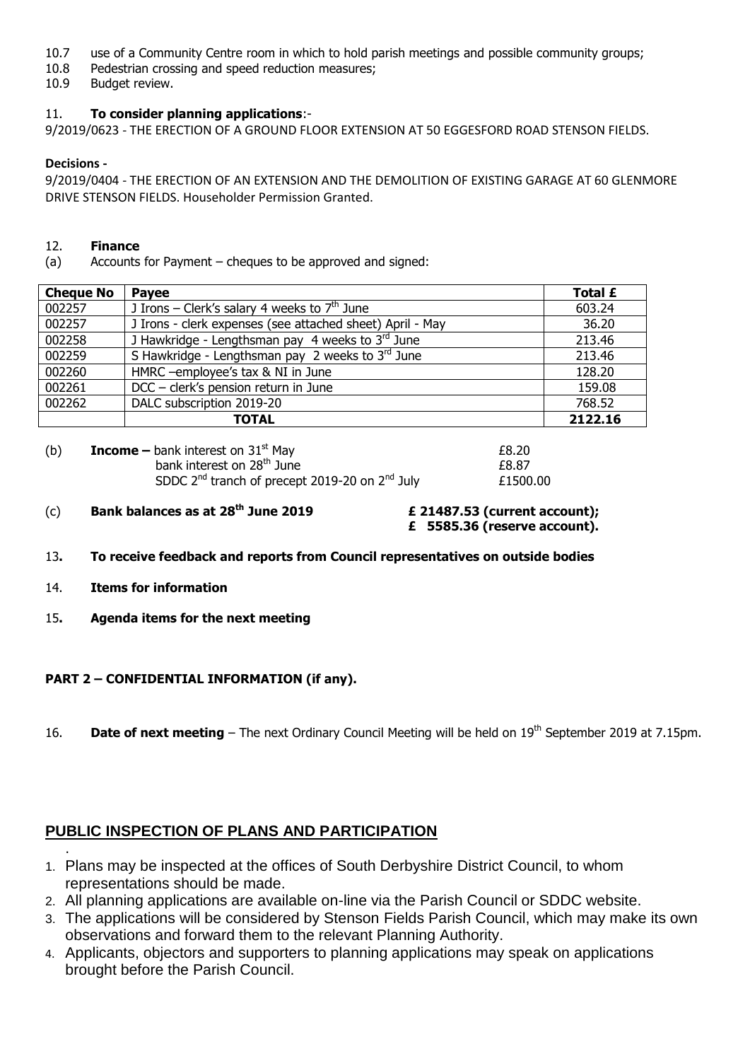10.7 use of a Community Centre room in which to hold parish meetings and possible community groups;
10.8 Pedestrian crossing and speed reduction measures;
10.9 Budget review.

11. **To consider planning applications**:-

9/2019/0623 - THE ERECTION OF A GROUND FLOOR EXTENSION AT 50 EGGESFORD ROAD STENSON FIELDS.

**Decisions -**

9/2019/0404 - THE ERECTION OF AN EXTENSION AND THE DEMOLITION OF EXISTING GARAGE AT 60 GLENMORE DRIVE STENSON FIELDS. Householder Permission Granted.

12. **Finance**

(a) Accounts for Payment – cheques to be approved and signed:

| Cheque No | Payee | Total £ |
|---|---|---|
| 002257 | J Irons – Clerk's salary 4 weeks to 7th June | 603.24 |
| 002257 | J Irons - clerk expenses (see attached sheet) April - May | 36.20 |
| 002258 | J Hawkridge - Lengthsman pay 4 weeks to 3rd June | 213.46 |
| 002259 | S Hawkridge - Lengthsman pay 2 weeks to 3rd June | 213.46 |
| 002260 | HMRC –employee's tax & NI in June | 128.20 |
| 002261 | DCC – clerk's pension return in June | 159.08 |
| 002262 | DALC subscription 2019-20 | 768.52 |
| | **TOTAL** | **2122.16** |

(b) **Income –** bank interest on 31st May £8.20
bank interest on 28th June £8.87
SDDC 2nd tranch of precept 2019-20 on 2nd July £1500.00

(c) **Bank balances as at 28th June 2019** **£ 21487.53 (current account);**
**£ 5585.36 (reserve account).**

13. **To receive feedback and reports from Council representatives on outside bodies**

14. **Items for information**

15. **Agenda items for the next meeting**

**PART 2 – CONFIDENTIAL INFORMATION (if any).**

16. **Date of next meeting** – The next Ordinary Council Meeting will be held on 19th September 2019 at 7.15pm.

## PUBLIC INSPECTION OF PLANS AND PARTICIPATION

1. Plans may be inspected at the offices of South Derbyshire District Council, to whom representations should be made.
2. All planning applications are available on-line via the Parish Council or SDDC website.
3. The applications will be considered by Stenson Fields Parish Council, which may make its own observations and forward them to the relevant Planning Authority.
4. Applicants, objectors and supporters to planning applications may speak on applications brought before the Parish Council.